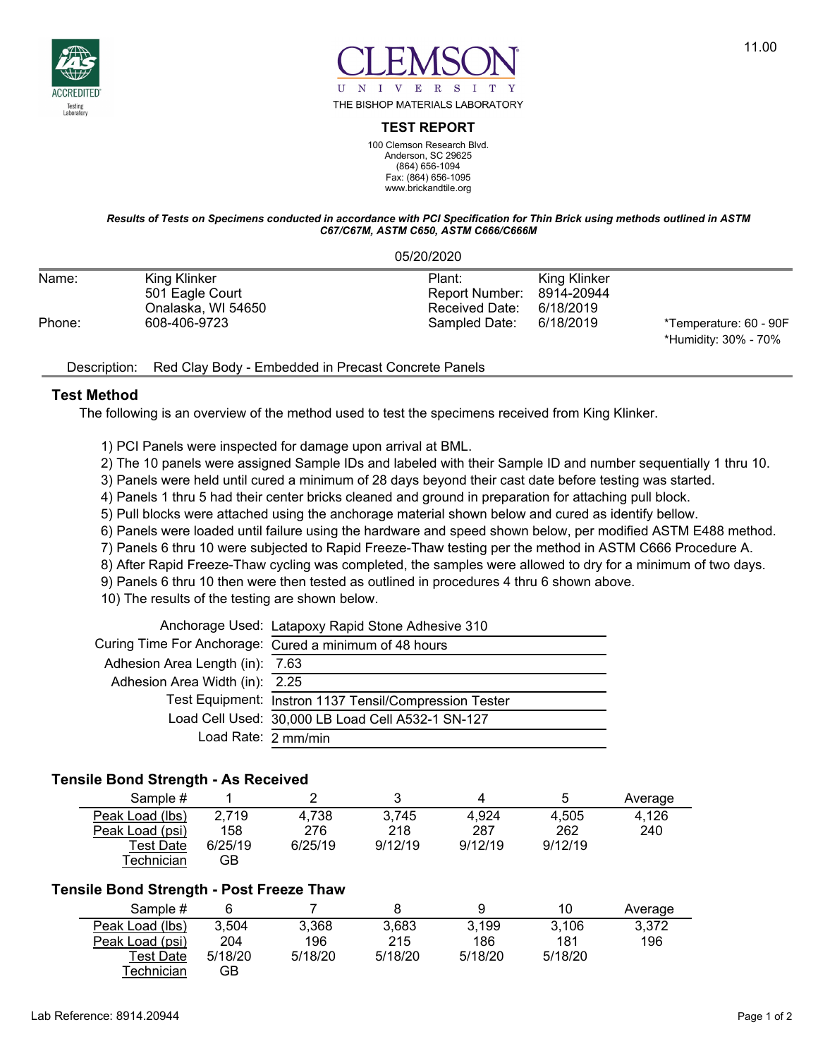11.00

CLEMSON UNIVERSITY
THE BISHOP MATERIALS LABORATORY

## TEST REPORT

100 Clemson Research Blvd.
Anderson, SC 29625
(864) 656-1094
Fax: (864) 656-1095
www.brickandtile.org

***Results of Tests on Specimens conducted in accordance with PCI Specification for Thin Brick using methods outlined in ASTM C67/C67M, ASTM C650, ASTM C666/C666M***

05/20/2020

| | | | | |
|---|---|---|---|---|
| Name: | King Klinker<br>501 Eagle Court<br>Onalaska, WI 54650 | Plant:<br>Report Number:<br>Received Date: | King Klinker<br>8914-20944<br>6/18/2019 | |
| Phone: | 608-406-9723 | Sampled Date: | 6/18/2019 | *Temperature: 60 - 90F<br>*Humidity: 30% - 70% |

Description: Red Clay Body - Embedded in Precast Concrete Panels

### Test Method

The following is an overview of the method used to test the specimens received from King Klinker.

1) PCI Panels were inspected for damage upon arrival at BML.
2) The 10 panels were assigned Sample IDs and labeled with their Sample ID and number sequentially 1 thru 10.
3) Panels were held until cured a minimum of 28 days beyond their cast date before testing was started.
4) Panels 1 thru 5 had their center bricks cleaned and ground in preparation for attaching pull block.
5) Pull blocks were attached using the anchorage material shown below and cured as identify bellow.
6) Panels were loaded until failure using the hardware and speed shown below, per modified ASTM E488 method.
7) Panels 6 thru 10 were subjected to Rapid Freeze-Thaw testing per the method in ASTM C666 Procedure A.
8) After Rapid Freeze-Thaw cycling was completed, the samples were allowed to dry for a minimum of two days.
9) Panels 6 thru 10 then were then tested as outlined in procedures 4 thru 6 shown above.
10) The results of the testing are shown below.

| | |
|---|---|
| Anchorage Used: | Latapoxy Rapid Stone Adhesive 310 |
| Curing Time For Anchorage: | Cured a minimum of 48 hours |
| Adhesion Area Length (in): | 7.63 |
| Adhesion Area Width (in): | 2.25 |
| Test Equipment: | Instron 1137 Tensil/Compression Tester |
| Load Cell Used: | 30,000 LB Load Cell A532-1 SN-127 |
| Load Rate: | 2 mm/min |

### Tensile Bond Strength - As Received

| Sample # | 1 | 2 | 3 | 4 | 5 | Average |
|---|---|---|---|---|---|---|
| Peak Load (lbs) | 2,719 | 4,738 | 3,745 | 4,924 | 4,505 | 4,126 |
| Peak Load (psi) | 158 | 276 | 218 | 287 | 262 | 240 |
| Test Date | 6/25/19 | 6/25/19 | 9/12/19 | 9/12/19 | 9/12/19 | |
| Technician | GB | | | | | |

### Tensile Bond Strength - Post Freeze Thaw

| Sample # | 6 | 7 | 8 | 9 | 10 | Average |
|---|---|---|---|---|---|---|
| Peak Load (lbs) | 3,504 | 3,368 | 3,683 | 3,199 | 3,106 | 3,372 |
| Peak Load (psi) | 204 | 196 | 215 | 186 | 181 | 196 |
| Test Date | 5/18/20 | 5/18/20 | 5/18/20 | 5/18/20 | 5/18/20 | |
| Technician | GB | | | | | |

Lab Reference: 8914.20944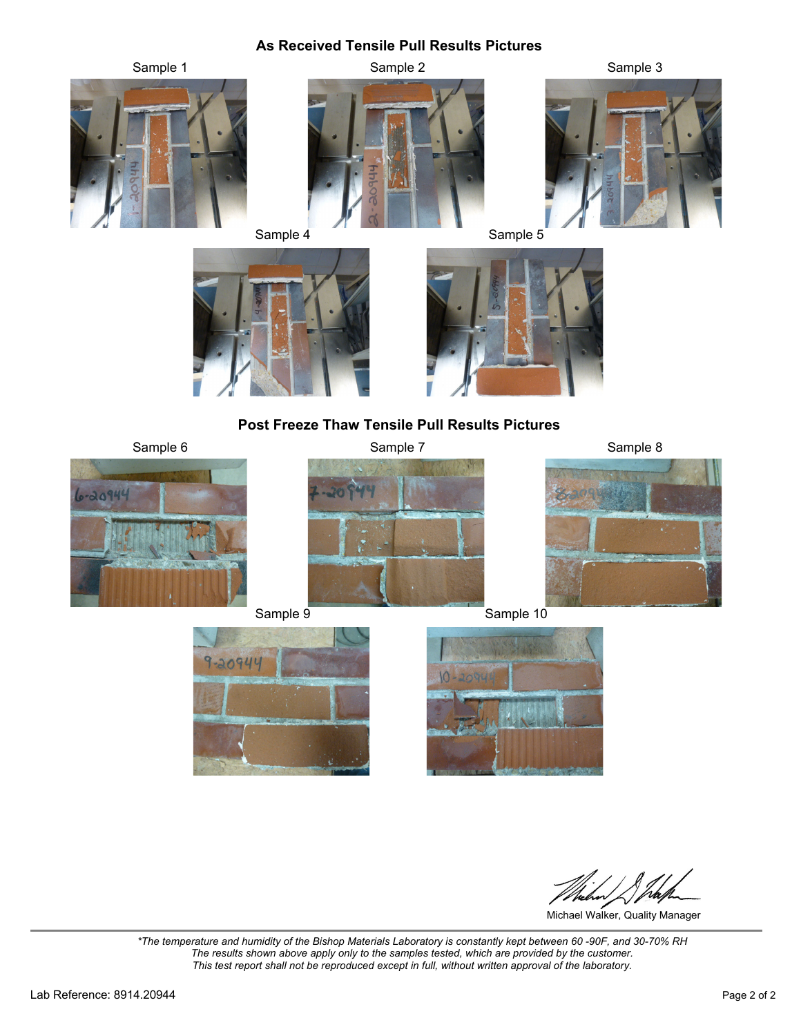## As Received Tensile Pull Results Pictures

Sample 1

Sample 2

Sample 3

Sample 4

Sample 5

## Post Freeze Thaw Tensile Pull Results Pictures

Sample 6

Sample 7

Sample 8

Sample 9

Sample 10

Michael Walker, Quality Manager

*\*The temperature and humidity of the Bishop Materials Laboratory is constantly kept between 60 -90F, and 30-70% RH*
*The results shown above apply only to the samples tested, which are provided by the customer.*
*This test report shall not be reproduced except in full, without written approval of the laboratory.*

Lab Reference: 8914.20944